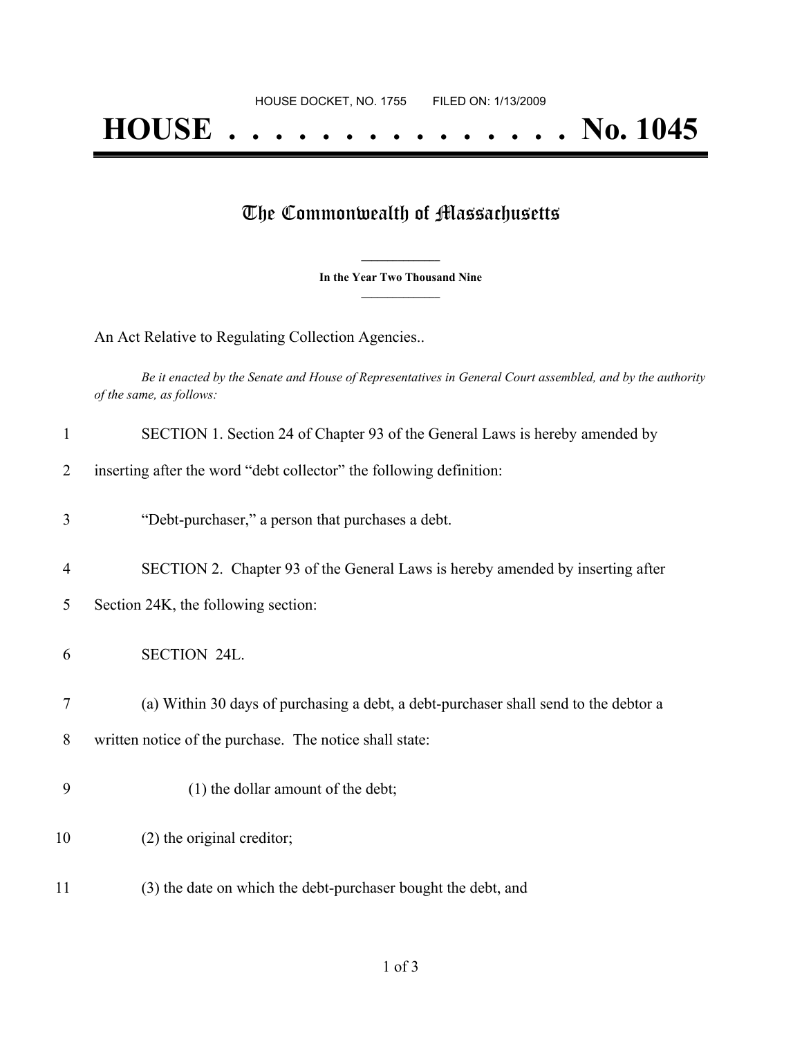HOUSE DOCKET, NO. 1755 FILED ON: 1/13/2009

# HOUSE . . . . . . . . . . . . . . . No. 1045

## The Commonwealth of Massachusetts

**In the Year Two Thousand Nine**

An Act Relative to Regulating Collection Agencies..

*Be it enacted by the Senate and House of Representatives in General Court assembled, and by the authority of the same, as follows:*

1 SECTION 1. Section 24 of Chapter 93 of the General Laws is hereby amended by

2 inserting after the word "debt collector" the following definition:

3 "Debt-purchaser," a person that purchases a debt.

4 SECTION 2. Chapter 93 of the General Laws is hereby amended by inserting after

5 Section 24K, the following section:

6 SECTION 24L.

7 (a) Within 30 days of purchasing a debt, a debt-purchaser shall send to the debtor a

8 written notice of the purchase. The notice shall state:

9 (1) the dollar amount of the debt;

10 (2) the original creditor;

11 (3) the date on which the debt-purchaser bought the debt, and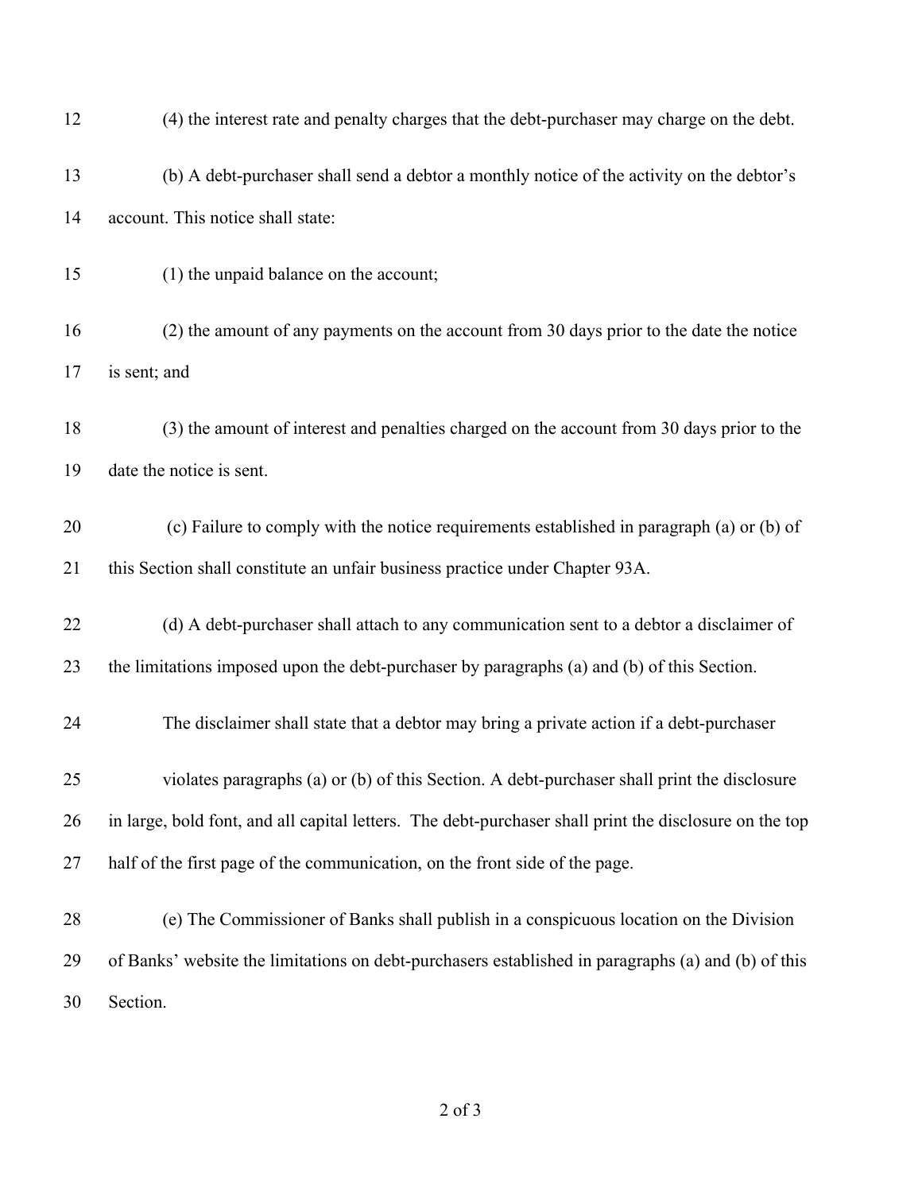(4) the interest rate and penalty charges that the debt-purchaser may charge on the debt.

(b) A debt-purchaser shall send a debtor a monthly notice of the activity on the debtor's account. This notice shall state:

(1) the unpaid balance on the account;

(2) the amount of any payments on the account from 30 days prior to the date the notice is sent; and

(3) the amount of interest and penalties charged on the account from 30 days prior to the date the notice is sent.

(c) Failure to comply with the notice requirements established in paragraph (a) or (b) of this Section shall constitute an unfair business practice under Chapter 93A.

(d) A debt-purchaser shall attach to any communication sent to a debtor a disclaimer of the limitations imposed upon the debt-purchaser by paragraphs (a) and (b) of this Section.

The disclaimer shall state that a debtor may bring a private action if a debt-purchaser violates paragraphs (a) or (b) of this Section. A debt-purchaser shall print the disclosure in large, bold font, and all capital letters. The debt-purchaser shall print the disclosure on the top half of the first page of the communication, on the front side of the page.

(e) The Commissioner of Banks shall publish in a conspicuous location on the Division of Banks' website the limitations on debt-purchasers established in paragraphs (a) and (b) of this Section.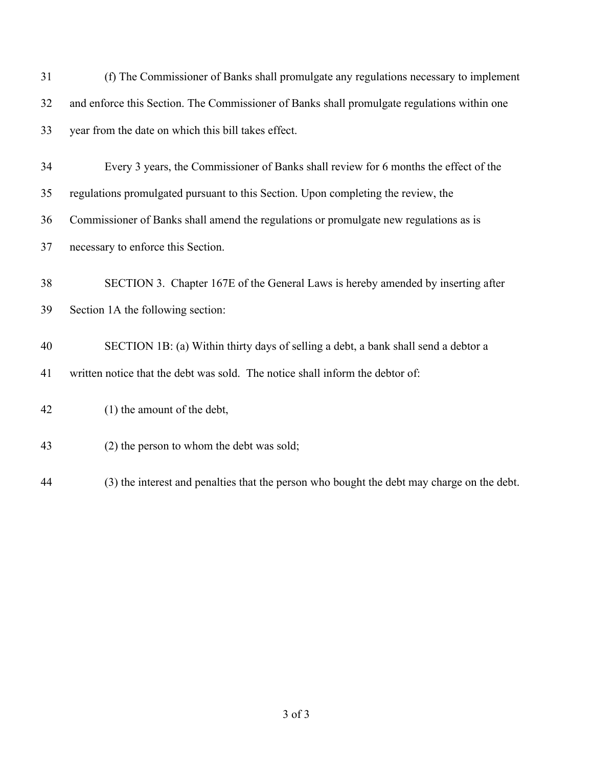(f) The Commissioner of Banks shall promulgate any regulations necessary to implement and enforce this Section. The Commissioner of Banks shall promulgate regulations within one year from the date on which this bill takes effect.

Every 3 years, the Commissioner of Banks shall review for 6 months the effect of the regulations promulgated pursuant to this Section. Upon completing the review, the Commissioner of Banks shall amend the regulations or promulgate new regulations as is necessary to enforce this Section.

SECTION 3. Chapter 167E of the General Laws is hereby amended by inserting after Section 1A the following section:

SECTION 1B: (a) Within thirty days of selling a debt, a bank shall send a debtor a written notice that the debt was sold. The notice shall inform the debtor of:

(1) the amount of the debt,

(2) the person to whom the debt was sold;

(3) the interest and penalties that the person who bought the debt may charge on the debt.